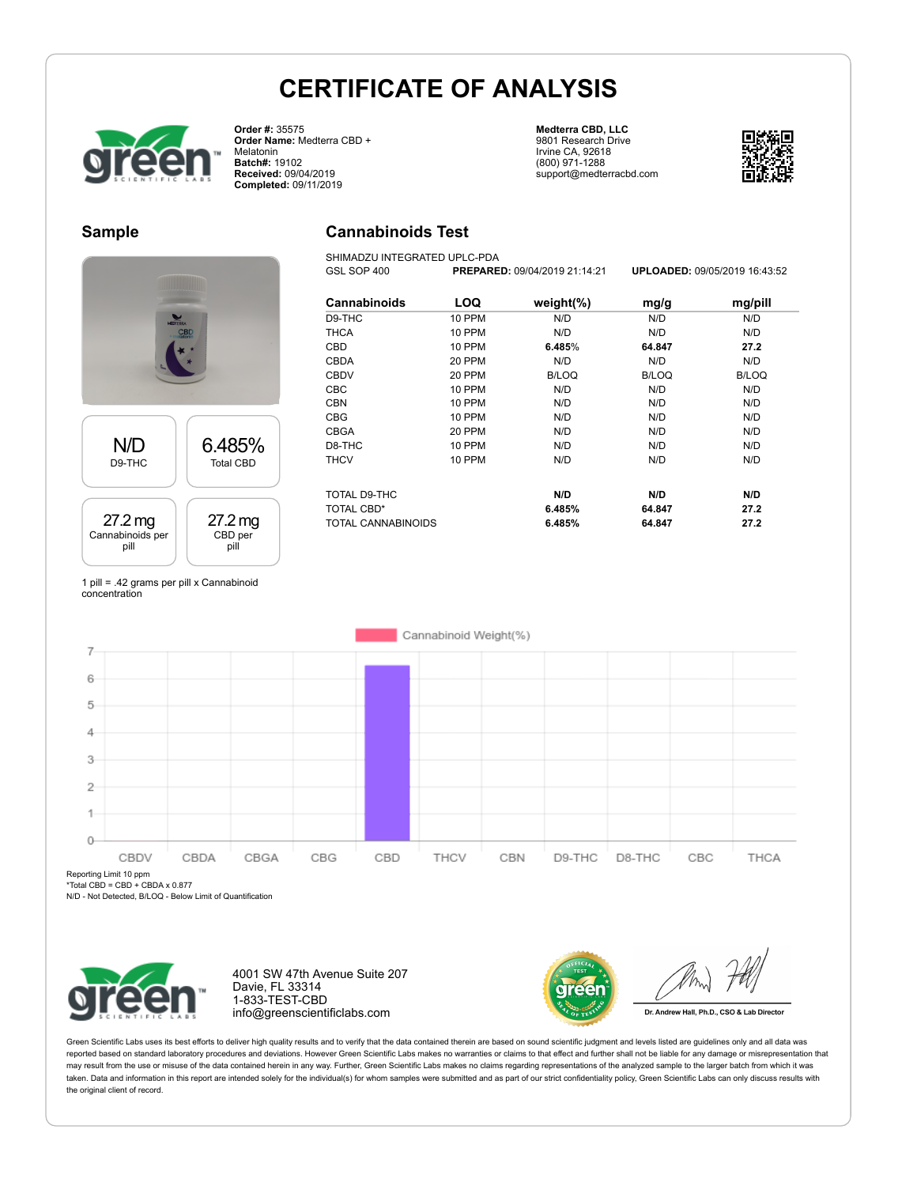# CERTIFICATE OF ANALYSIS

**Order #:** 35575
**Order Name:** Medterra CBD + Melatonin
**Batch#:** 19102
**Received:** 09/04/2019
**Completed:** 09/11/2019

**Medterra CBD, LLC**
9801 Research Drive
Irvine CA, 92618
(800) 971-1288
support@medterracbd.com

## Sample

| N/D | 6.485% |
|---|---|
| D9-THC | Total CBD |

| 27.2 mg | 27.2 mg |
|---|---|
| Cannabinoids per pill | CBD per pill |

1 pill = .42 grams per pill x Cannabinoid concentration

## Cannabinoids Test

SHIMADZU INTEGRATED UPLC-PDA
GSL SOP 400 **PREPARED:** 09/04/2019 21:14:21 **UPLOADED:** 09/05/2019 16:43:52

| Cannabinoids | LOQ | weight(%) | mg/g | mg/pill |
|---|---|---|---|---|
| D9-THC | 10 PPM | N/D | N/D | N/D |
| THCA | 10 PPM | N/D | N/D | N/D |
| CBD | 10 PPM | **6.485%** | **64.847** | **27.2** |
| CBDA | 20 PPM | N/D | N/D | N/D |
| CBDV | 20 PPM | B/LOQ | B/LOQ | B/LOQ |
| CBC | 10 PPM | N/D | N/D | N/D |
| CBN | 10 PPM | N/D | N/D | N/D |
| CBG | 10 PPM | N/D | N/D | N/D |
| CBGA | 20 PPM | N/D | N/D | N/D |
| D8-THC | 10 PPM | N/D | N/D | N/D |
| THCV | 10 PPM | N/D | N/D | N/D |
| | | | | |
| TOTAL D9-THC | | **N/D** | **N/D** | **N/D** |
| TOTAL CBD* | | **6.485%** | **64.847** | **27.2** |
| TOTAL CANNABINOIDS | | **6.485%** | **64.847** | **27.2** |

Cannabinoid Weight(%)

Reporting Limit 10 ppm
*Total CBD = CBD + CBDA x 0.877
N/D - Not Detected, B/LOQ - Below Limit of Quantification

4001 SW 47th Avenue Suite 207
Davie, FL 33314
1-833-TEST-CBD
info@greenscientificlabs.com

Dr. Andrew Hall, Ph.D., CSO & Lab Director

Green Scientific Labs uses its best efforts to deliver high quality results and to verify that the data contained therein are based on sound scientific judgment and levels listed are guidelines only and all data was reported based on standard laboratory procedures and deviations. However Green Scientific Labs makes no warranties or claims to that effect and further shall not be liable for any damage or misrepresentation that may result from the use or misuse of the data contained herein in any way. Further, Green Scientific Labs makes no claims regarding representations of the analyzed sample to the larger batch from which it was taken. Data and information in this report are intended solely for the individual(s) for whom samples were submitted and as part of our strict confidentiality policy, Green Scientific Labs can only discuss results with the original client of record.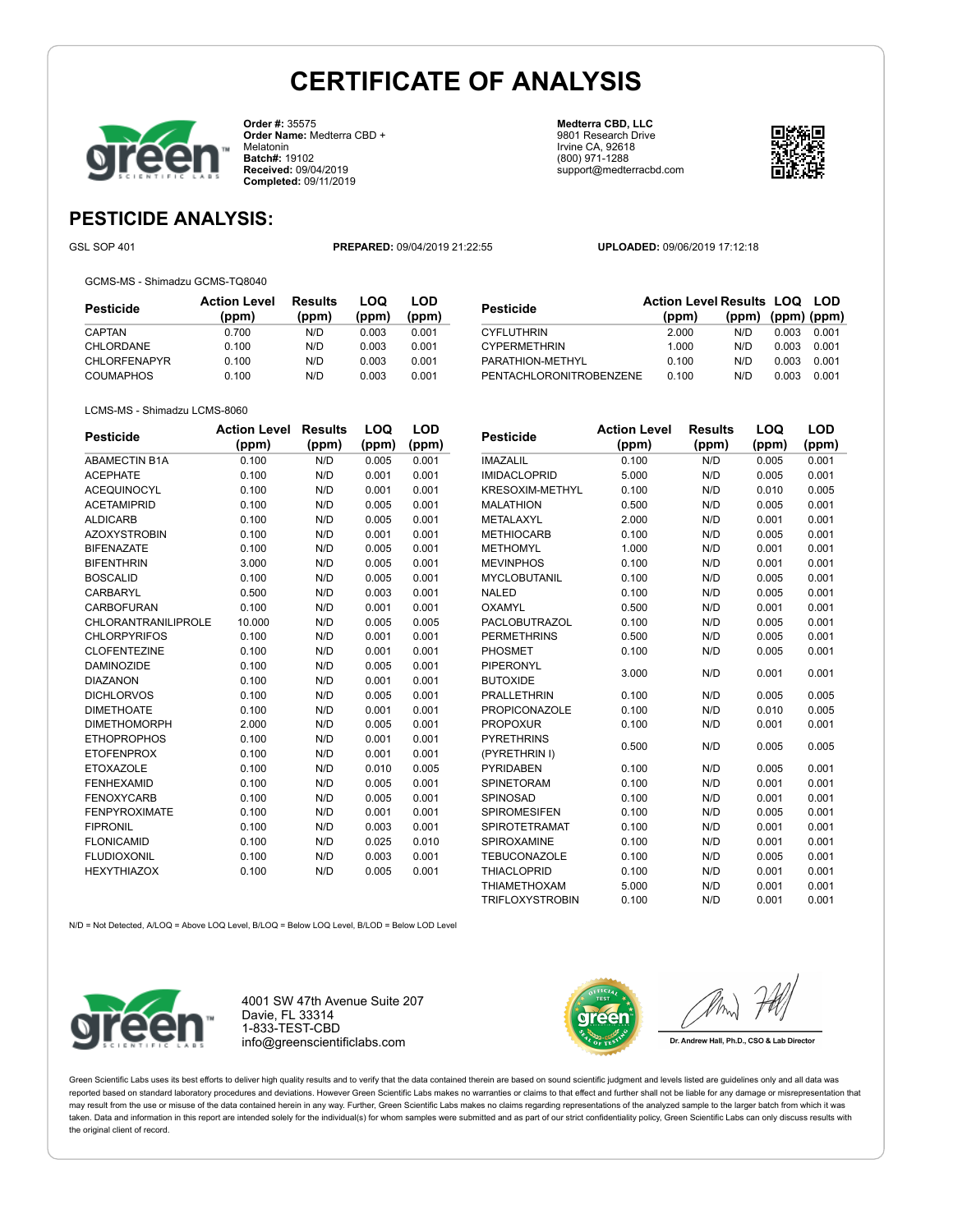# CERTIFICATE OF ANALYSIS

**Order #:** 35575
**Order Name:** Medterra CBD + Melatonin
**Batch#:** 19102
**Received:** 09/04/2019
**Completed:** 09/11/2019

**Medterra CBD, LLC**
9801 Research Drive
Irvine CA, 92618
(800) 971-1288
support@medterracbd.com

## PESTICIDE ANALYSIS:

GSL SOP 401

**PREPARED:** 09/04/2019 21:22:55

**UPLOADED:** 09/06/2019 17:12:18

GCMS-MS - Shimadzu GCMS-TQ8040

| Pesticide | Action Level (ppm) | Results (ppm) | LOQ (ppm) | LOD (ppm) |
|---|---|---|---|---|
| CAPTAN | 0.700 | N/D | 0.003 | 0.001 |
| CHLORDANE | 0.100 | N/D | 0.003 | 0.001 |
| CHLORFENAPYR | 0.100 | N/D | 0.003 | 0.001 |
| COUMAPHOS | 0.100 | N/D | 0.003 | 0.001 |
| CYFLUTHRIN | 2.000 | N/D | 0.003 | 0.001 |
| CYPERMETHRIN | 1.000 | N/D | 0.003 | 0.001 |
| PARATHION-METHYL | 0.100 | N/D | 0.003 | 0.001 |
| PENTACHLORONITROBENZENE | 0.100 | N/D | 0.003 | 0.001 |

LCMS-MS - Shimadzu LCMS-8060

| Pesticide | Action Level (ppm) | Results (ppm) | LOQ (ppm) | LOD (ppm) |
|---|---|---|---|---|
| ABAMECTIN B1A | 0.100 | N/D | 0.005 | 0.001 |
| ACEPHATE | 0.100 | N/D | 0.001 | 0.001 |
| ACEQUINOCYL | 0.100 | N/D | 0.001 | 0.001 |
| ACETAMIPRID | 0.100 | N/D | 0.005 | 0.001 |
| ALDICARB | 0.100 | N/D | 0.005 | 0.001 |
| AZOXYSTROBIN | 0.100 | N/D | 0.001 | 0.001 |
| BIFENAZATE | 0.100 | N/D | 0.005 | 0.001 |
| BIFENTHRIN | 3.000 | N/D | 0.005 | 0.001 |
| BOSCALID | 0.100 | N/D | 0.005 | 0.001 |
| CARBARYL | 0.500 | N/D | 0.003 | 0.001 |
| CARBOFURAN | 0.100 | N/D | 0.001 | 0.001 |
| CHLORANTRANILIPROLE | 10.000 | N/D | 0.005 | 0.005 |
| CHLORPYRIFOS | 0.100 | N/D | 0.001 | 0.001 |
| CLOFENTEZINE | 0.100 | N/D | 0.001 | 0.001 |
| DAMINOZIDE | 0.100 | N/D | 0.005 | 0.001 |
| DIAZANON | 0.100 | N/D | 0.001 | 0.001 |
| DICHLORVOS | 0.100 | N/D | 0.005 | 0.001 |
| DIMETHOATE | 0.100 | N/D | 0.001 | 0.001 |
| DIMETHOMORPH | 2.000 | N/D | 0.005 | 0.001 |
| ETHOPROPHOS | 0.100 | N/D | 0.001 | 0.001 |
| ETOFENPROX | 0.100 | N/D | 0.001 | 0.001 |
| ETOXAZOLE | 0.100 | N/D | 0.010 | 0.005 |
| FENHEXAMID | 0.100 | N/D | 0.005 | 0.001 |
| FENOXYCARB | 0.100 | N/D | 0.005 | 0.001 |
| FENPYROXIMATE | 0.100 | N/D | 0.001 | 0.001 |
| FIPRONIL | 0.100 | N/D | 0.003 | 0.001 |
| FLONICAMID | 0.100 | N/D | 0.025 | 0.010 |
| FLUDIOXONIL | 0.100 | N/D | 0.003 | 0.001 |
| HEXYTHIAZOX | 0.100 | N/D | 0.005 | 0.001 |
| IMAZALIL | 0.100 | N/D | 0.005 | 0.001 |
| IMIDACLOPRID | 5.000 | N/D | 0.005 | 0.001 |
| KRESOXIM-METHYL | 0.100 | N/D | 0.010 | 0.005 |
| MALATHION | 0.500 | N/D | 0.005 | 0.001 |
| METALAXYL | 2.000 | N/D | 0.001 | 0.001 |
| METHIOCARB | 0.100 | N/D | 0.005 | 0.001 |
| METHOMYL | 1.000 | N/D | 0.001 | 0.001 |
| MEVINPHOS | 0.100 | N/D | 0.001 | 0.001 |
| MYCLOBUTANIL | 0.100 | N/D | 0.005 | 0.001 |
| NALED | 0.100 | N/D | 0.005 | 0.001 |
| OXAMYL | 0.500 | N/D | 0.001 | 0.001 |
| PACLOBUTRAZOL | 0.100 | N/D | 0.005 | 0.001 |
| PERMETHRINS | 0.500 | N/D | 0.005 | 0.001 |
| PHOSMET | 0.100 | N/D | 0.005 | 0.001 |
| PIPERONYL BUTOXIDE | 3.000 | N/D | 0.001 | 0.001 |
| PRALLETHRIN | 0.100 | N/D | 0.005 | 0.005 |
| PROPICONAZOLE | 0.100 | N/D | 0.010 | 0.005 |
| PROPOXUR | 0.100 | N/D | 0.001 | 0.001 |
| PYRETHRINS (PYRETHRIN I) | 0.500 | N/D | 0.005 | 0.005 |
| PYRIDABEN | 0.100 | N/D | 0.005 | 0.001 |
| SPINETORAM | 0.100 | N/D | 0.001 | 0.001 |
| SPINOSAD | 0.100 | N/D | 0.001 | 0.001 |
| SPIROMESIFEN | 0.100 | N/D | 0.005 | 0.001 |
| SPIROTETRAMAT | 0.100 | N/D | 0.001 | 0.001 |
| SPIROXAMINE | 0.100 | N/D | 0.001 | 0.001 |
| TEBUCONAZOLE | 0.100 | N/D | 0.005 | 0.001 |
| THIACLOPRID | 0.100 | N/D | 0.001 | 0.001 |
| THIAMETHOXAM | 5.000 | N/D | 0.001 | 0.001 |
| TRIFLOXYSTROBIN | 0.100 | N/D | 0.001 | 0.001 |

N/D = Not Detected, A/LOQ = Above LOQ Level, B/LOQ = Below LOQ Level, B/LOD = Below LOD Level

4001 SW 47th Avenue Suite 207
Davie, FL 33314
1-833-TEST-CBD
info@greenscientificlabs.com

Dr. Andrew Hall, Ph.D., CSO & Lab Director

Green Scientific Labs uses its best efforts to deliver high quality results and to verify that the data contained therein are based on sound scientific judgment and levels listed are guidelines only and all data was reported based on standard laboratory procedures and deviations. However Green Scientific Labs makes no warranties or claims to that effect and further shall not be liable for any damage or misrepresentation that may result from the use or misuse of the data contained herein in any way. Further, Green Scientific Labs makes no claims regarding representations of the analyzed sample to the larger batch from which it was taken. Data and information in this report are intended solely for the individual(s) for whom samples were submitted and as part of our strict confidentiality policy, Green Scientific Labs can only discuss results with the original client of record.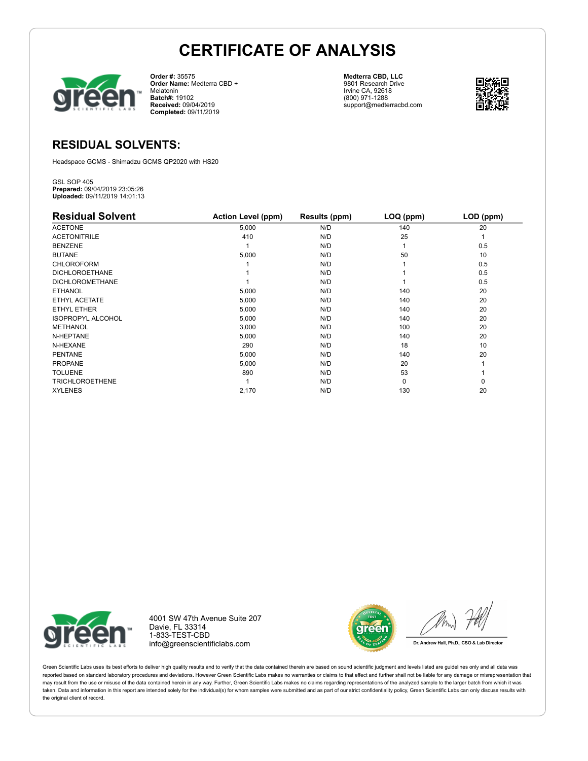# CERTIFICATE OF ANALYSIS

**Order #:** 35575
**Order Name:** Medterra CBD + Melatonin
**Batch#:** 19102
**Received:** 09/04/2019
**Completed:** 09/11/2019

**Medterra CBD, LLC**
9801 Research Drive
Irvine CA, 92618
(800) 971-1288
support@medterracbd.com

## RESIDUAL SOLVENTS:

Headspace GCMS - Shimadzu GCMS QP2020 with HS20

GSL SOP 405
**Prepared:** 09/04/2019 23:05:26
**Uploaded:** 09/11/2019 14:01:13

| Residual Solvent | Action Level (ppm) | Results (ppm) | LOQ (ppm) | LOD (ppm) |
|---|---|---|---|---|
| ACETONE | 5,000 | N/D | 140 | 20 |
| ACETONITRILE | 410 | N/D | 25 | 1 |
| BENZENE | 1 | N/D | 1 | 0.5 |
| BUTANE | 5,000 | N/D | 50 | 10 |
| CHLOROFORM | 1 | N/D | 1 | 0.5 |
| DICHLOROETHANE | 1 | N/D | 1 | 0.5 |
| DICHLOROMETHANE | 1 | N/D | 1 | 0.5 |
| ETHANOL | 5,000 | N/D | 140 | 20 |
| ETHYL ACETATE | 5,000 | N/D | 140 | 20 |
| ETHYL ETHER | 5,000 | N/D | 140 | 20 |
| ISOPROPYL ALCOHOL | 5,000 | N/D | 140 | 20 |
| METHANOL | 3,000 | N/D | 100 | 20 |
| N-HEPTANE | 5,000 | N/D | 140 | 20 |
| N-HEXANE | 290 | N/D | 18 | 10 |
| PENTANE | 5,000 | N/D | 140 | 20 |
| PROPANE | 5,000 | N/D | 20 | 1 |
| TOLUENE | 890 | N/D | 53 | 1 |
| TRICHLOROETHENE | 1 | N/D | 0 | 0 |
| XYLENES | 2,170 | N/D | 130 | 20 |

4001 SW 47th Avenue Suite 207
Davie, FL 33314
1-833-TEST-CBD
info@greenscientificlabs.com

Dr. Andrew Hall, Ph.D., CSO & Lab Director

Green Scientific Labs uses its best efforts to deliver high quality results and to verify that the data contained therein are based on sound scientific judgment and levels listed are guidelines only and all data was reported based on standard laboratory procedures and deviations. However Green Scientific Labs makes no warranties or claims to that effect and further shall not be liable for any damage or misrepresentation that may result from the use or misuse of the data contained herein in any way. Further, Green Scientific Labs makes no claims regarding representations of the analyzed sample to the larger batch from which it was taken. Data and information in this report are intended solely for the individual(s) for whom samples were submitted and as part of our strict confidentiality policy, Green Scientific Labs can only discuss results with the original client of record.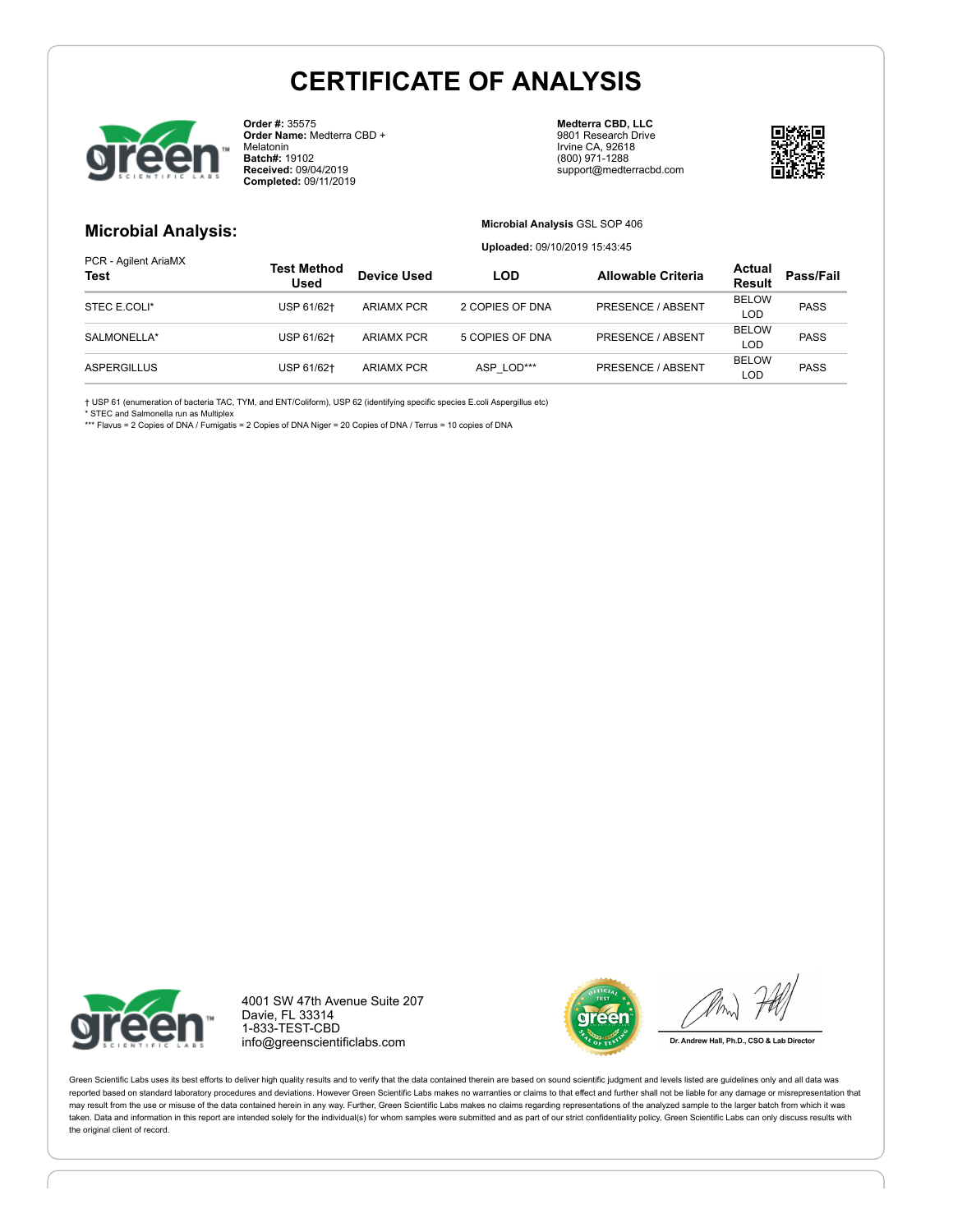# CERTIFICATE OF ANALYSIS

**Order #:** 35575
**Order Name:** Medterra CBD + Melatonin
**Batch#:** 19102
**Received:** 09/04/2019
**Completed:** 09/11/2019

**Medterra CBD, LLC**
9801 Research Drive
Irvine CA, 92618
(800) 971-1288
support@medterracbd.com

## Microbial Analysis:

**Microbial Analysis** GSL SOP 406

**Uploaded:** 09/10/2019 15:43:45

PCR - Agilent AriaMX

| Test | Test Method Used | Device Used | LOD | Allowable Criteria | Actual Result | Pass/Fail |
|---|---|---|---|---|---|---|
| STEC E.COLI* | USP 61/62† | ARIAMX PCR | 2 COPIES OF DNA | PRESENCE / ABSENT | BELOW LOD | PASS |
| SALMONELLA* | USP 61/62† | ARIAMX PCR | 5 COPIES OF DNA | PRESENCE / ABSENT | BELOW LOD | PASS |
| ASPERGILLUS | USP 61/62† | ARIAMX PCR | ASP_LOD*** | PRESENCE / ABSENT | BELOW LOD | PASS |

† USP 61 (enumeration of bacteria TAC, TYM, and ENT/Coliform), USP 62 (identifying specific species E.coli Aspergillus etc)
* STEC and Salmonella run as Multiplex
*** Flavus = 2 Copies of DNA / Fumigatis = 2 Copies of DNA Niger = 20 Copies of DNA / Terrus = 10 copies of DNA

4001 SW 47th Avenue Suite 207
Davie, FL 33314
1-833-TEST-CBD
info@greenscientificlabs.com

Dr. Andrew Hall, Ph.D., CSO & Lab Director

Green Scientific Labs uses its best efforts to deliver high quality results and to verify that the data contained therein are based on sound scientific judgment and levels listed are guidelines only and all data was reported based on standard laboratory procedures and deviations. However Green Scientific Labs makes no warranties or claims to that effect and further shall not be liable for any damage or misrepresentation that may result from the use or misuse of the data contained herein in any way. Further, Green Scientific Labs makes no claims regarding representations of the analyzed sample to the larger batch from which it was taken. Data and information in this report are intended solely for the individual(s) for whom samples were submitted and as part of our strict confidentiality policy, Green Scientific Labs can only discuss results with the original client of record.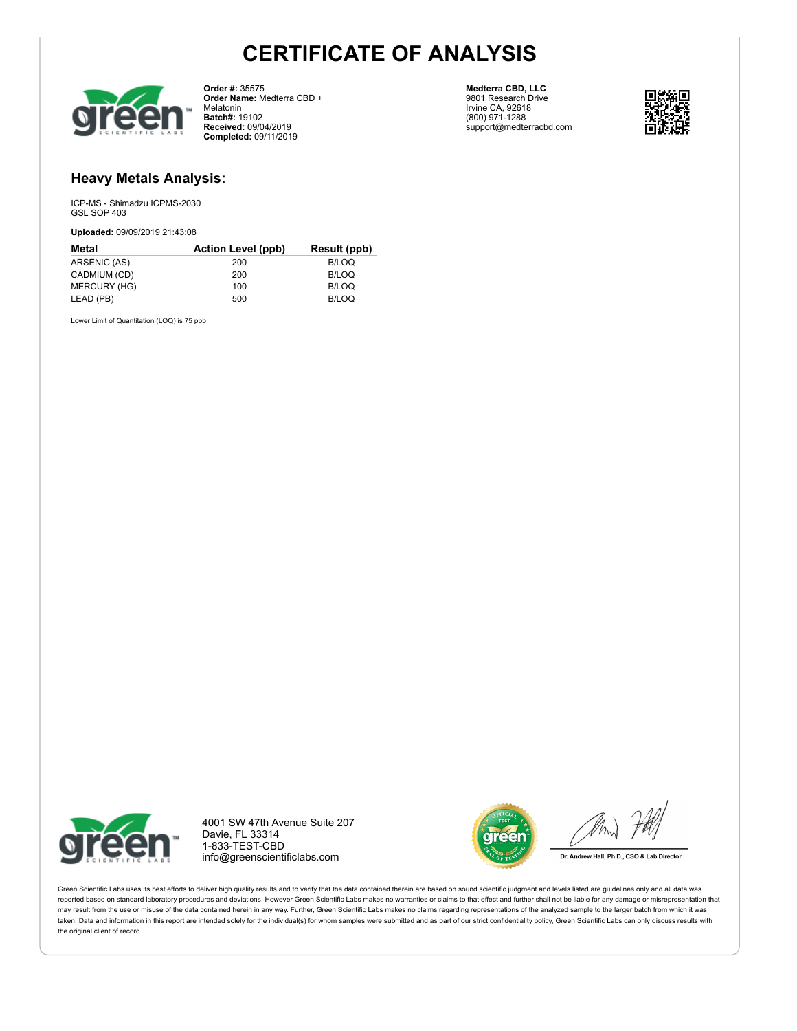# CERTIFICATE OF ANALYSIS

**Order #:** 35575
**Order Name:** Medterra CBD + Melatonin
**Batch#:** 19102
**Received:** 09/04/2019
**Completed:** 09/11/2019

**Medterra CBD, LLC**
9801 Research Drive
Irvine CA, 92618
(800) 971-1288
support@medterracbd.com

## Heavy Metals Analysis:

ICP-MS - Shimadzu ICPMS-2030
GSL SOP 403

**Uploaded:** 09/09/2019 21:43:08

| Metal | Action Level (ppb) | Result (ppb) |
|---|---|---|
| ARSENIC (AS) | 200 | B/LOQ |
| CADMIUM (CD) | 200 | B/LOQ |
| MERCURY (HG) | 100 | B/LOQ |
| LEAD (PB) | 500 | B/LOQ |

Lower Limit of Quantitation (LOQ) is 75 ppb

4001 SW 47th Avenue Suite 207
Davie, FL 33314
1-833-TEST-CBD
info@greenscientificlabs.com

Dr. Andrew Hall, Ph.D., CSO & Lab Director

Green Scientific Labs uses its best efforts to deliver high quality results and to verify that the data contained therein are based on sound scientific judgment and levels listed are guidelines only and all data was reported based on standard laboratory procedures and deviations. However Green Scientific Labs makes no warranties or claims to that effect and further shall not be liable for any damage or misrepresentation that may result from the use or misuse of the data contained herein in any way. Further, Green Scientific Labs makes no claims regarding representations of the analyzed sample to the larger batch from which it was taken. Data and information in this report are intended solely for the individual(s) for whom samples were submitted and as part of our strict confidentiality policy, Green Scientific Labs can only discuss results with the original client of record.